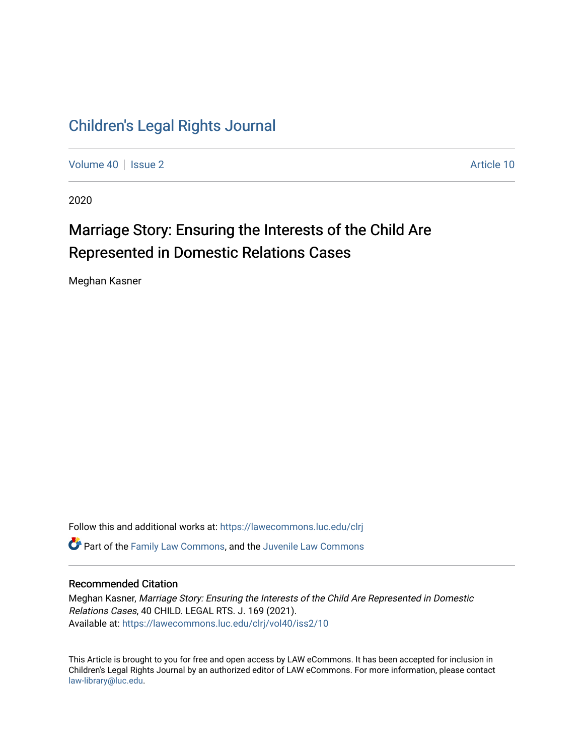Children's Legal Rights Journal

Volume 40 | Issue 2 | Article 10

2020

# Marriage Story: Ensuring the Interests of the Child Are Represented in Domestic Relations Cases

Meghan Kasner

Follow this and additional works at: https://lawecommons.luc.edu/clrj

Part of the Family Law Commons, and the Juvenile Law Commons

## Recommended Citation

Meghan Kasner, *Marriage Story: Ensuring the Interests of the Child Are Represented in Domestic Relations Cases*, 40 CHILD. LEGAL RTS. J. 169 (2021).
Available at: https://lawecommons.luc.edu/clrj/vol40/iss2/10

This Article is brought to you for free and open access by LAW eCommons. It has been accepted for inclusion in Children's Legal Rights Journal by an authorized editor of LAW eCommons. For more information, please contact law-library@luc.edu.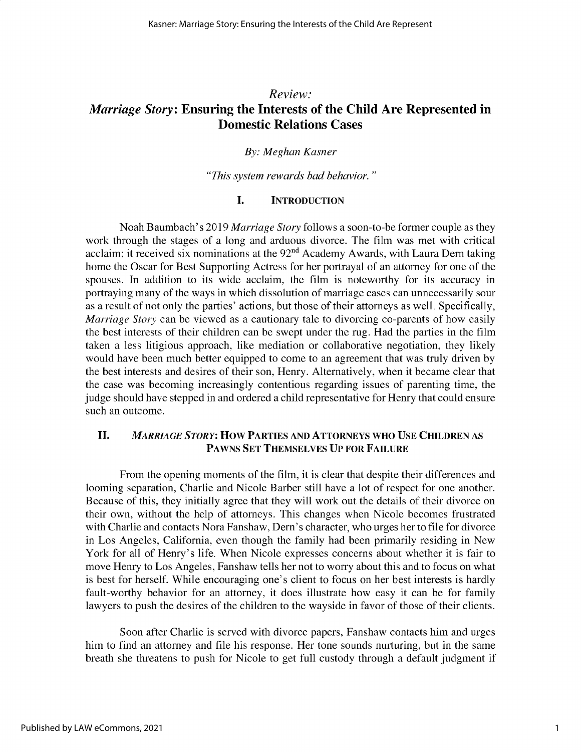# *Review:*
# *Marriage Story*: Ensuring the Interests of the Child Are Represented in Domestic Relations Cases

*By: Meghan Kasner*

*"This system rewards bad behavior."*

## I. Introduction

Noah Baumbach's 2019 *Marriage Story* follows a soon-to-be former couple as they work through the stages of a long and arduous divorce. The film was met with critical acclaim; it received six nominations at the 92nd Academy Awards, with Laura Dern taking home the Oscar for Best Supporting Actress for her portrayal of an attorney for one of the spouses. In addition to its wide acclaim, the film is noteworthy for its accuracy in portraying many of the ways in which dissolution of marriage cases can unnecessarily sour as a result of not only the parties' actions, but those of their attorneys as well. Specifically, *Marriage Story* can be viewed as a cautionary tale to divorcing co-parents of how easily the best interests of their children can be swept under the rug. Had the parties in the film taken a less litigious approach, like mediation or collaborative negotiation, they likely would have been much better equipped to come to an agreement that was truly driven by the best interests and desires of their son, Henry. Alternatively, when it became clear that the case was becoming increasingly contentious regarding issues of parenting time, the judge should have stepped in and ordered a child representative for Henry that could ensure such an outcome.

## II. *Marriage Story*: How Parties and Attorneys Who Use Children as Pawns Set Themselves Up for Failure

From the opening moments of the film, it is clear that despite their differences and looming separation, Charlie and Nicole Barber still have a lot of respect for one another. Because of this, they initially agree that they will work out the details of their divorce on their own, without the help of attorneys. This changes when Nicole becomes frustrated with Charlie and contacts Nora Fanshaw, Dern's character, who urges her to file for divorce in Los Angeles, California, even though the family had been primarily residing in New York for all of Henry's life. When Nicole expresses concerns about whether it is fair to move Henry to Los Angeles, Fanshaw tells her not to worry about this and to focus on what is best for herself. While encouraging one's client to focus on her best interests is hardly fault-worthy behavior for an attorney, it does illustrate how easy it can be for family lawyers to push the desires of the children to the wayside in favor of those of their clients.

Soon after Charlie is served with divorce papers, Fanshaw contacts him and urges him to find an attorney and file his response. Her tone sounds nurturing, but in the same breath she threatens to push for Nicole to get full custody through a default judgment if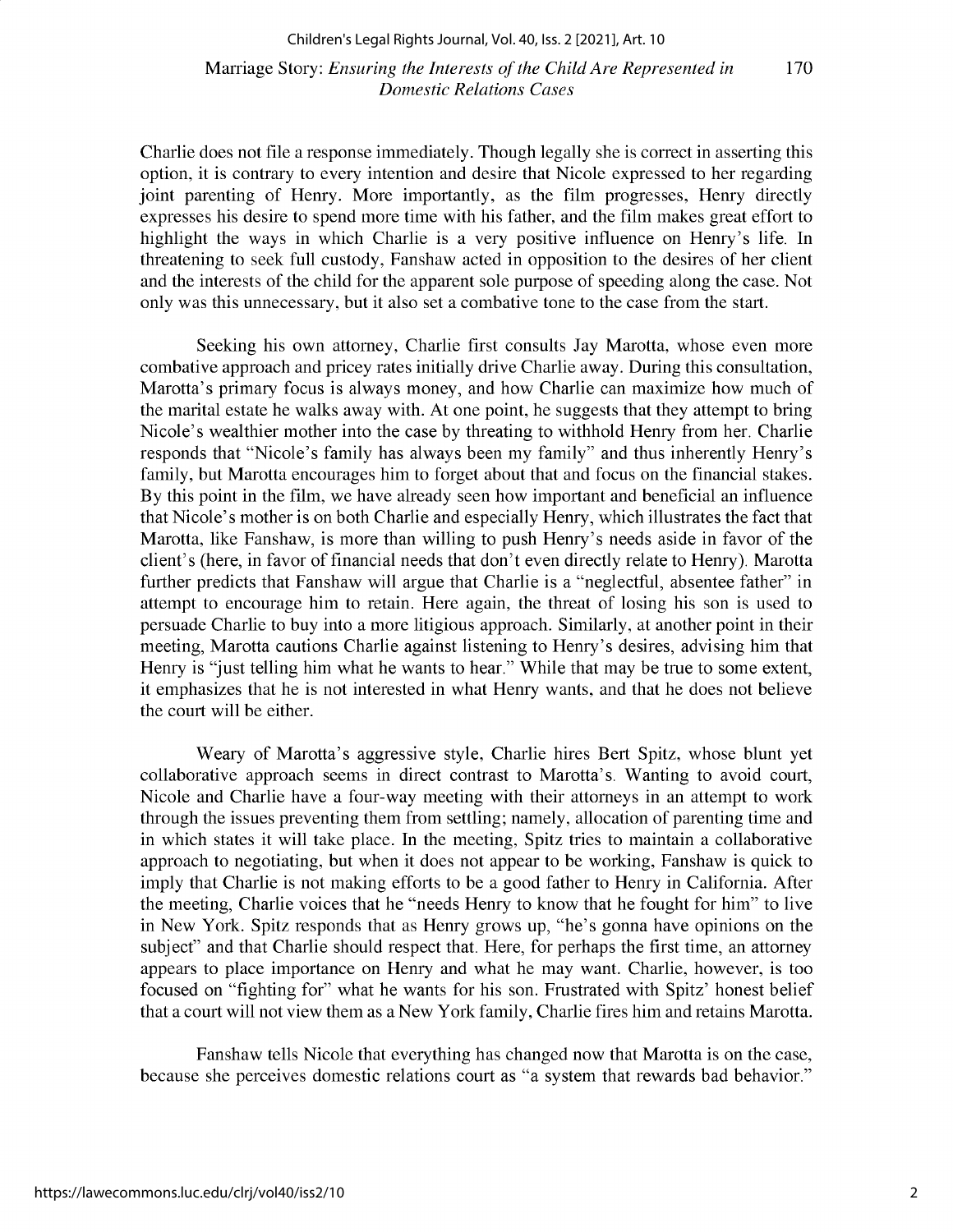Charlie does not file a response immediately. Though legally she is correct in asserting this option, it is contrary to every intention and desire that Nicole expressed to her regarding joint parenting of Henry. More importantly, as the film progresses, Henry directly expresses his desire to spend more time with his father, and the film makes great effort to highlight the ways in which Charlie is a very positive influence on Henry's life. In threatening to seek full custody, Fanshaw acted in opposition to the desires of her client and the interests of the child for the apparent sole purpose of speeding along the case. Not only was this unnecessary, but it also set a combative tone to the case from the start.

Seeking his own attorney, Charlie first consults Jay Marotta, whose even more combative approach and pricey rates initially drive Charlie away. During this consultation, Marotta's primary focus is always money, and how Charlie can maximize how much of the marital estate he walks away with. At one point, he suggests that they attempt to bring Nicole's wealthier mother into the case by threating to withhold Henry from her. Charlie responds that "Nicole's family has always been my family" and thus inherently Henry's family, but Marotta encourages him to forget about that and focus on the financial stakes. By this point in the film, we have already seen how important and beneficial an influence that Nicole's mother is on both Charlie and especially Henry, which illustrates the fact that Marotta, like Fanshaw, is more than willing to push Henry's needs aside in favor of the client's (here, in favor of financial needs that don't even directly relate to Henry). Marotta further predicts that Fanshaw will argue that Charlie is a "neglectful, absentee father" in attempt to encourage him to retain. Here again, the threat of losing his son is used to persuade Charlie to buy into a more litigious approach. Similarly, at another point in their meeting, Marotta cautions Charlie against listening to Henry's desires, advising him that Henry is "just telling him what he wants to hear." While that may be true to some extent, it emphasizes that he is not interested in what Henry wants, and that he does not believe the court will be either.

Weary of Marotta's aggressive style, Charlie hires Bert Spitz, whose blunt yet collaborative approach seems in direct contrast to Marotta's. Wanting to avoid court, Nicole and Charlie have a four-way meeting with their attorneys in an attempt to work through the issues preventing them from settling; namely, allocation of parenting time and in which states it will take place. In the meeting, Spitz tries to maintain a collaborative approach to negotiating, but when it does not appear to be working, Fanshaw is quick to imply that Charlie is not making efforts to be a good father to Henry in California. After the meeting, Charlie voices that he "needs Henry to know that he fought for him" to live in New York. Spitz responds that as Henry grows up, "he's gonna have opinions on the subject" and that Charlie should respect that. Here, for perhaps the first time, an attorney appears to place importance on Henry and what he may want. Charlie, however, is too focused on "fighting for" what he wants for his son. Frustrated with Spitz' honest belief that a court will not view them as a New York family, Charlie fires him and retains Marotta.

Fanshaw tells Nicole that everything has changed now that Marotta is on the case, because she perceives domestic relations court as "a system that rewards bad behavior."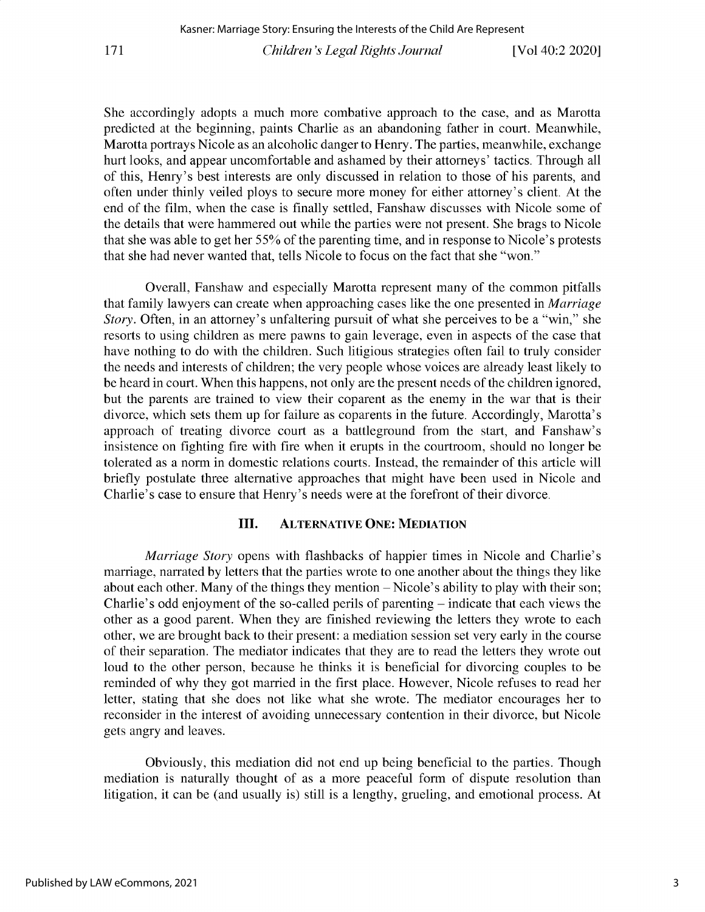She accordingly adopts a much more combative approach to the case, and as Marotta predicted at the beginning, paints Charlie as an abandoning father in court. Meanwhile, Marotta portrays Nicole as an alcoholic danger to Henry. The parties, meanwhile, exchange hurt looks, and appear uncomfortable and ashamed by their attorneys' tactics. Through all of this, Henry's best interests are only discussed in relation to those of his parents, and often under thinly veiled ploys to secure more money for either attorney's client. At the end of the film, when the case is finally settled, Fanshaw discusses with Nicole some of the details that were hammered out while the parties were not present. She brags to Nicole that she was able to get her 55% of the parenting time, and in response to Nicole's protests that she had never wanted that, tells Nicole to focus on the fact that she "won."

Overall, Fanshaw and especially Marotta represent many of the common pitfalls that family lawyers can create when approaching cases like the one presented in *Marriage Story*. Often, in an attorney's unfaltering pursuit of what she perceives to be a "win," she resorts to using children as mere pawns to gain leverage, even in aspects of the case that have nothing to do with the children. Such litigious strategies often fail to truly consider the needs and interests of children; the very people whose voices are already least likely to be heard in court. When this happens, not only are the present needs of the children ignored, but the parents are trained to view their coparent as the enemy in the war that is their divorce, which sets them up for failure as coparents in the future. Accordingly, Marotta's approach of treating divorce court as a battleground from the start, and Fanshaw's insistence on fighting fire with fire when it erupts in the courtroom, should no longer be tolerated as a norm in domestic relations courts. Instead, the remainder of this article will briefly postulate three alternative approaches that might have been used in Nicole and Charlie's case to ensure that Henry's needs were at the forefront of their divorce.

## III. Alternative One: Mediation

*Marriage Story* opens with flashbacks of happier times in Nicole and Charlie's marriage, narrated by letters that the parties wrote to one another about the things they like about each other. Many of the things they mention – Nicole's ability to play with their son; Charlie's odd enjoyment of the so-called perils of parenting – indicate that each views the other as a good parent. When they are finished reviewing the letters they wrote to each other, we are brought back to their present: a mediation session set very early in the course of their separation. The mediator indicates that they are to read the letters they wrote out loud to the other person, because he thinks it is beneficial for divorcing couples to be reminded of why they got married in the first place. However, Nicole refuses to read her letter, stating that she does not like what she wrote. The mediator encourages her to reconsider in the interest of avoiding unnecessary contention in their divorce, but Nicole gets angry and leaves.

Obviously, this mediation did not end up being beneficial to the parties. Though mediation is naturally thought of as a more peaceful form of dispute resolution than litigation, it can be (and usually is) still is a lengthy, grueling, and emotional process. At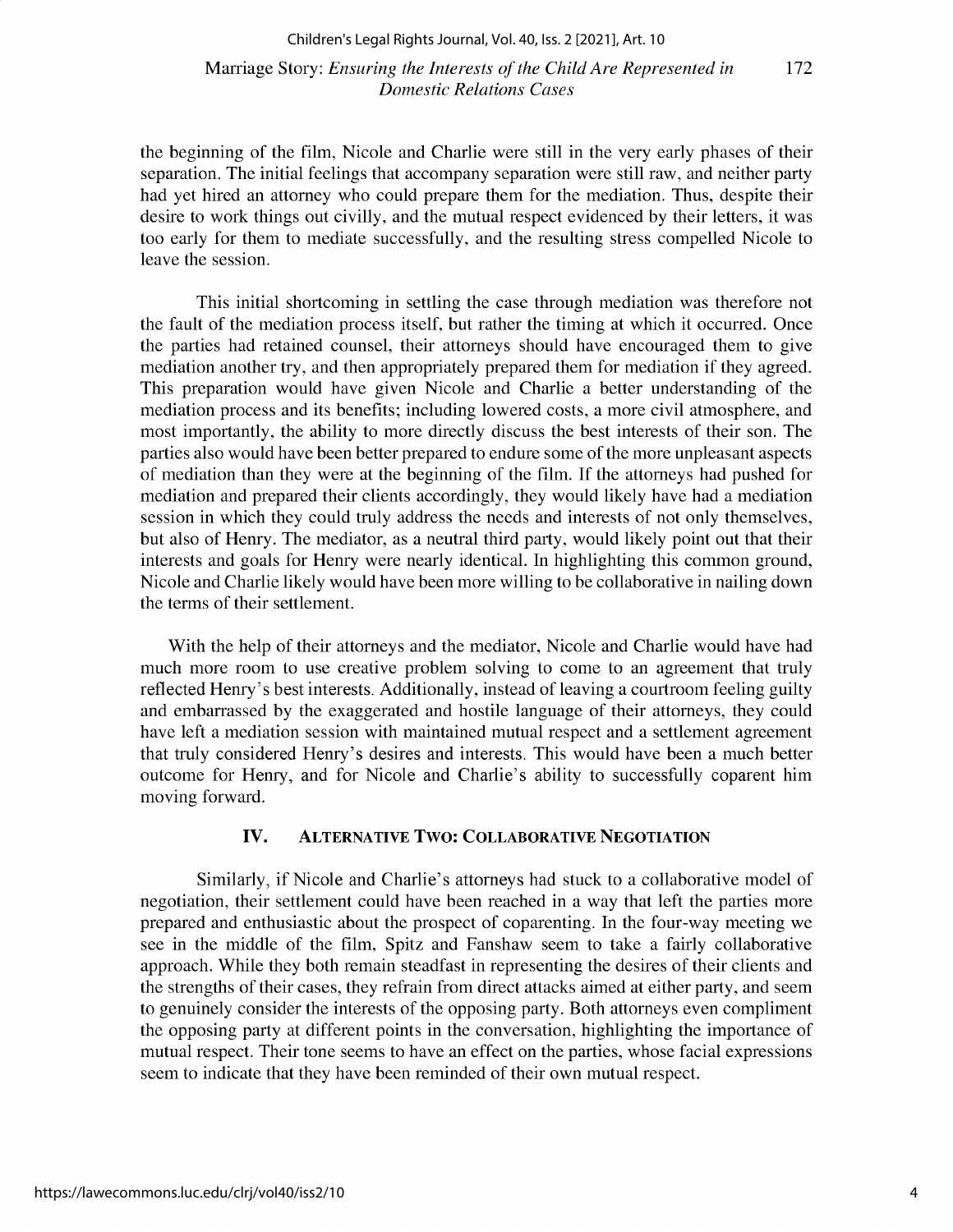the beginning of the film, Nicole and Charlie were still in the very early phases of their separation. The initial feelings that accompany separation were still raw, and neither party had yet hired an attorney who could prepare them for the mediation. Thus, despite their desire to work things out civilly, and the mutual respect evidenced by their letters, it was too early for them to mediate successfully, and the resulting stress compelled Nicole to leave the session.

This initial shortcoming in settling the case through mediation was therefore not the fault of the mediation process itself, but rather the timing at which it occurred. Once the parties had retained counsel, their attorneys should have encouraged them to give mediation another try, and then appropriately prepared them for mediation if they agreed. This preparation would have given Nicole and Charlie a better understanding of the mediation process and its benefits; including lowered costs, a more civil atmosphere, and most importantly, the ability to more directly discuss the best interests of their son. The parties also would have been better prepared to endure some of the more unpleasant aspects of mediation than they were at the beginning of the film. If the attorneys had pushed for mediation and prepared their clients accordingly, they would likely have had a mediation session in which they could truly address the needs and interests of not only themselves, but also of Henry. The mediator, as a neutral third party, would likely point out that their interests and goals for Henry were nearly identical. In highlighting this common ground, Nicole and Charlie likely would have been more willing to be collaborative in nailing down the terms of their settlement.

With the help of their attorneys and the mediator, Nicole and Charlie would have had much more room to use creative problem solving to come to an agreement that truly reflected Henry's best interests. Additionally, instead of leaving a courtroom feeling guilty and embarrassed by the exaggerated and hostile language of their attorneys, they could have left a mediation session with maintained mutual respect and a settlement agreement that truly considered Henry's desires and interests. This would have been a much better outcome for Henry, and for Nicole and Charlie's ability to successfully coparent him moving forward.

## IV. Alternative Two: Collaborative Negotiation

Similarly, if Nicole and Charlie's attorneys had stuck to a collaborative model of negotiation, their settlement could have been reached in a way that left the parties more prepared and enthusiastic about the prospect of coparenting. In the four-way meeting we see in the middle of the film, Spitz and Fanshaw seem to take a fairly collaborative approach. While they both remain steadfast in representing the desires of their clients and the strengths of their cases, they refrain from direct attacks aimed at either party, and seem to genuinely consider the interests of the opposing party. Both attorneys even compliment the opposing party at different points in the conversation, highlighting the importance of mutual respect. Their tone seems to have an effect on the parties, whose facial expressions seem to indicate that they have been reminded of their own mutual respect.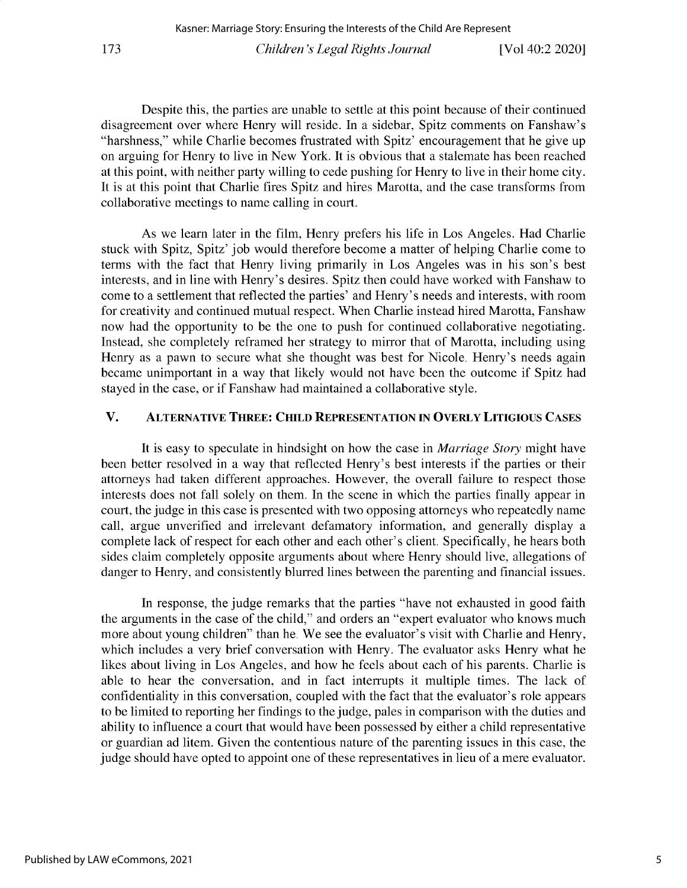Despite this, the parties are unable to settle at this point because of their continued disagreement over where Henry will reside. In a sidebar, Spitz comments on Fanshaw's "harshness," while Charlie becomes frustrated with Spitz' encouragement that he give up on arguing for Henry to live in New York. It is obvious that a stalemate has been reached at this point, with neither party willing to cede pushing for Henry to live in their home city. It is at this point that Charlie fires Spitz and hires Marotta, and the case transforms from collaborative meetings to name calling in court.

As we learn later in the film, Henry prefers his life in Los Angeles. Had Charlie stuck with Spitz, Spitz' job would therefore become a matter of helping Charlie come to terms with the fact that Henry living primarily in Los Angeles was in his son's best interests, and in line with Henry's desires. Spitz then could have worked with Fanshaw to come to a settlement that reflected the parties' and Henry's needs and interests, with room for creativity and continued mutual respect. When Charlie instead hired Marotta, Fanshaw now had the opportunity to be the one to push for continued collaborative negotiating. Instead, she completely reframed her strategy to mirror that of Marotta, including using Henry as a pawn to secure what she thought was best for Nicole. Henry's needs again became unimportant in a way that likely would not have been the outcome if Spitz had stayed in the case, or if Fanshaw had maintained a collaborative style.

## V. Alternative Three: Child Representation in Overly Litigious Cases

It is easy to speculate in hindsight on how the case in *Marriage Story* might have been better resolved in a way that reflected Henry's best interests if the parties or their attorneys had taken different approaches. However, the overall failure to respect those interests does not fall solely on them. In the scene in which the parties finally appear in court, the judge in this case is presented with two opposing attorneys who repeatedly name call, argue unverified and irrelevant defamatory information, and generally display a complete lack of respect for each other and each other's client. Specifically, he hears both sides claim completely opposite arguments about where Henry should live, allegations of danger to Henry, and consistently blurred lines between the parenting and financial issues.

In response, the judge remarks that the parties "have not exhausted in good faith the arguments in the case of the child," and orders an "expert evaluator who knows much more about young children" than he. We see the evaluator's visit with Charlie and Henry, which includes a very brief conversation with Henry. The evaluator asks Henry what he likes about living in Los Angeles, and how he feels about each of his parents. Charlie is able to hear the conversation, and in fact interrupts it multiple times. The lack of confidentiality in this conversation, coupled with the fact that the evaluator's role appears to be limited to reporting her findings to the judge, pales in comparison with the duties and ability to influence a court that would have been possessed by either a child representative or guardian ad litem. Given the contentious nature of the parenting issues in this case, the judge should have opted to appoint one of these representatives in lieu of a mere evaluator.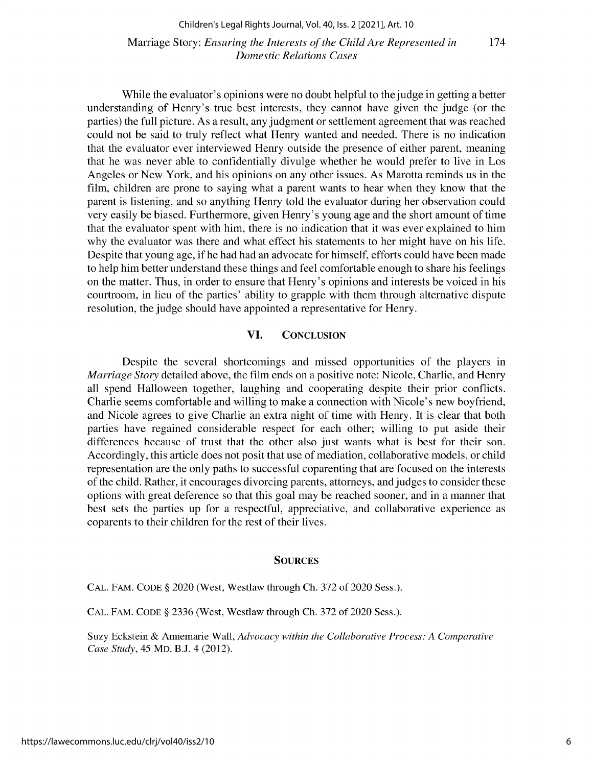While the evaluator's opinions were no doubt helpful to the judge in getting a better understanding of Henry's true best interests, they cannot have given the judge (or the parties) the full picture. As a result, any judgment or settlement agreement that was reached could not be said to truly reflect what Henry wanted and needed. There is no indication that the evaluator ever interviewed Henry outside the presence of either parent, meaning that he was never able to confidentially divulge whether he would prefer to live in Los Angeles or New York, and his opinions on any other issues. As Marotta reminds us in the film, children are prone to saying what a parent wants to hear when they know that the parent is listening, and so anything Henry told the evaluator during her observation could very easily be biased. Furthermore, given Henry's young age and the short amount of time that the evaluator spent with him, there is no indication that it was ever explained to him why the evaluator was there and what effect his statements to her might have on his life. Despite that young age, if he had had an advocate for himself, efforts could have been made to help him better understand these things and feel comfortable enough to share his feelings on the matter. Thus, in order to ensure that Henry's opinions and interests be voiced in his courtroom, in lieu of the parties' ability to grapple with them through alternative dispute resolution, the judge should have appointed a representative for Henry.

## VI. Conclusion

Despite the several shortcomings and missed opportunities of the players in *Marriage Story* detailed above, the film ends on a positive note: Nicole, Charlie, and Henry all spend Halloween together, laughing and cooperating despite their prior conflicts. Charlie seems comfortable and willing to make a connection with Nicole's new boyfriend, and Nicole agrees to give Charlie an extra night of time with Henry. It is clear that both parties have regained considerable respect for each other; willing to put aside their differences because of trust that the other also just wants what is best for their son. Accordingly, this article does not posit that use of mediation, collaborative models, or child representation are the only paths to successful coparenting that are focused on the interests of the child. Rather, it encourages divorcing parents, attorneys, and judges to consider these options with great deference so that this goal may be reached sooner, and in a manner that best sets the parties up for a respectful, appreciative, and collaborative experience as coparents to their children for the rest of their lives.

## Sources

CAL. FAM. CODE § 2020 (West, Westlaw through Ch. 372 of 2020 Sess.).

CAL. FAM. CODE § 2336 (West, Westlaw through Ch. 372 of 2020 Sess.).

Suzy Eckstein & Annemarie Wall, *Advocacy within the Collaborative Process: A Comparative Case Study*, 45 MD. B.J. 4 (2012).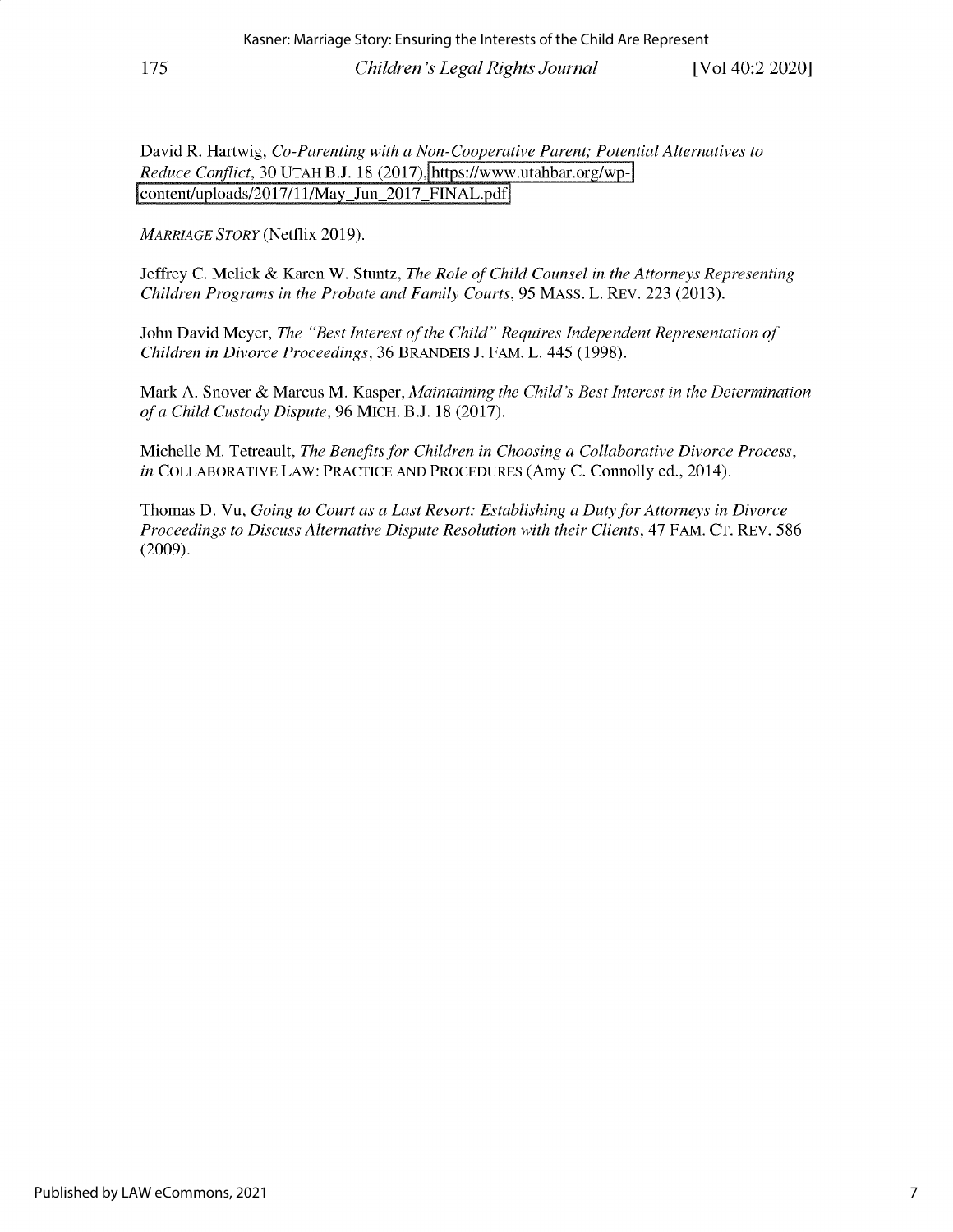David R. Hartwig, *Co-Parenting with a Non-Cooperative Parent; Potential Alternatives to Reduce Conflict*, 30 UTAH B.J. 18 (2017), https://www.utahbar.org/wp-content/uploads/2017/11/May_Jun_2017_FINAL.pdf

*MARRIAGE STORY* (Netflix 2019).

Jeffrey C. Melick & Karen W. Stuntz, *The Role of Child Counsel in the Attorneys Representing Children Programs in the Probate and Family Courts*, 95 MASS. L. REV. 223 (2013).

John David Meyer, *The "Best Interest of the Child" Requires Independent Representation of Children in Divorce Proceedings*, 36 BRANDEIS J. FAM. L. 445 (1998).

Mark A. Snover & Marcus M. Kasper, *Maintaining the Child's Best Interest in the Determination of a Child Custody Dispute*, 96 MICH. B.J. 18 (2017).

Michelle M. Tetreault, *The Benefits for Children in Choosing a Collaborative Divorce Process*, *in* COLLABORATIVE LAW: PRACTICE AND PROCEDURES (Amy C. Connolly ed., 2014).

Thomas D. Vu, *Going to Court as a Last Resort: Establishing a Duty for Attorneys in Divorce Proceedings to Discuss Alternative Dispute Resolution with their Clients*, 47 FAM. CT. REV. 586 (2009).